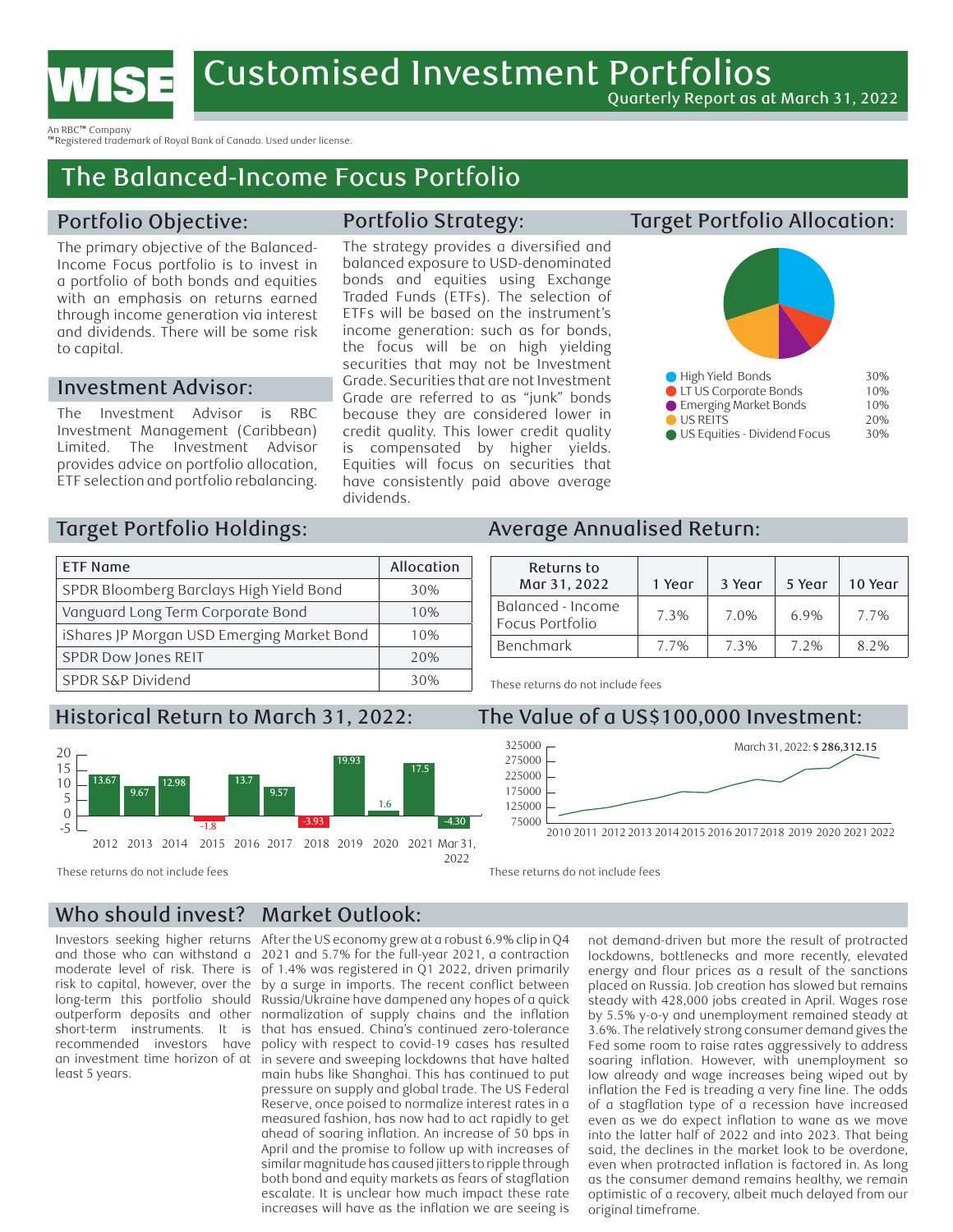# WISE

# Customised Investment Portfolios

Quarterly Report as at March 31, 2022

An RBC™ Company
™Registered trademark of Royal Bank of Canada. Used under license.

## The Balanced-Income Focus Portfolio

### Portfolio Objective:

The primary objective of the Balanced-Income Focus portfolio is to invest in a portfolio of both bonds and equities with an emphasis on returns earned through income generation via interest and dividends. There will be some risk to capital.

### Investment Advisor:

The Investment Advisor is RBC Investment Management (Caribbean) Limited. The Investment Advisor provides advice on portfolio allocation, ETF selection and portfolio rebalancing.

### Portfolio Strategy:

The strategy provides a diversified and balanced exposure to USD-denominated bonds and equities using Exchange Traded Funds (ETFs). The selection of ETFs will be based on the instrument's income generation: such as for bonds, the focus will be on high yielding securities that may not be Investment Grade. Securities that are not Investment Grade are referred to as "junk" bonds because they are considered lower in credit quality. This lower credit quality is compensated by higher yields. Equities will focus on securities that have consistently paid above average dividends.

### Target Portfolio Allocation:

| Asset | Allocation |
|---|---|
| High Yield Bonds | 30% |
| LT US Corporate Bonds | 10% |
| Emerging Market Bonds | 10% |
| US REITS | 20% |
| US Equities - Dividend Focus | 30% |

### Target Portfolio Holdings:

| ETF Name | Allocation |
|---|---|
| SPDR Bloomberg Barclays High Yield Bond | 30% |
| Vanguard Long Term Corporate Bond | 10% |
| iShares JP Morgan USD Emerging Market Bond | 10% |
| SPDR Dow Jones REIT | 20% |
| SPDR S&P Dividend | 30% |

### Average Annualised Return:

| Returns to Mar 31, 2022 | 1 Year | 3 Year | 5 Year | 10 Year |
|---|---|---|---|---|
| Balanced - Income Focus Portfolio | 7.3% | 7.0% | 6.9% | 7.7% |
| Benchmark | 7.7% | 7.3% | 7.2% | 8.2% |

These returns do not include fees

### Historical Return to March 31, 2022:

| Year | Return (%) |
|---|---|
| 2012 | 13.67 |
| 2013 | 9.67 |
| 2014 | 12.98 |
| 2015 | -1.8 |
| 2016 | 13.7 |
| 2017 | 9.57 |
| 2018 | -3.93 |
| 2019 | 19.93 |
| 2020 | 1.6 |
| 2021 | 17.5 |
| Mar 31, 2022 | -4.30 |

These returns do not include fees

### The Value of a US$100,000 Investment:

March 31, 2022: **$ 286,312.15**

These returns do not include fees

### Who should invest?

Investors seeking higher returns and those who can withstand a moderate level of risk. There is risk to capital, however, over the long-term this portfolio should outperform deposits and other short-term instruments. It is recommended investors have an investment time horizon of at least 5 years.

### Market Outlook:

After the US economy grew at a robust 6.9% clip in Q4 2021 and 5.7% for the full-year 2021, a contraction of 1.4% was registered in Q1 2022, driven primarily by a surge in imports. The recent conflict between Russia/Ukraine have dampened any hopes of a quick normalization of supply chains and the inflation that has ensued. China's continued zero-tolerance policy with respect to covid-19 cases has resulted in severe and sweeping lockdowns that have halted main hubs like Shanghai. This has continued to put pressure on supply and global trade. The US Federal Reserve, once poised to normalize interest rates in a measured fashion, has now had to act rapidly to get ahead of soaring inflation. An increase of 50 bps in April and the promise to follow up with increases of similar magnitude has caused jitters to ripple through both bond and equity markets as fears of stagflation escalate. It is unclear how much impact these rate increases will have as the inflation we are seeing is not demand-driven but more the result of protracted lockdowns, bottlenecks and more recently, elevated energy and flour prices as a result of the sanctions placed on Russia. Job creation has slowed but remains steady with 428,000 jobs created in April. Wages rose by 5.5% y-o-y and unemployment remained steady at 3.6%. The relatively strong consumer demand gives the Fed some room to raise rates aggressively to address soaring inflation. However, with unemployment so low already and wage increases being wiped out by inflation the Fed is treading a very fine line. The odds of a stagflation type of a recession have increased even as we do expect inflation to wane as we move into the latter half of 2022 and into 2023. That being said, the declines in the market look to be overdone, even when protracted inflation is factored in. As long as the consumer demand remains healthy, we remain optimistic of a recovery, albeit much delayed from our original timeframe.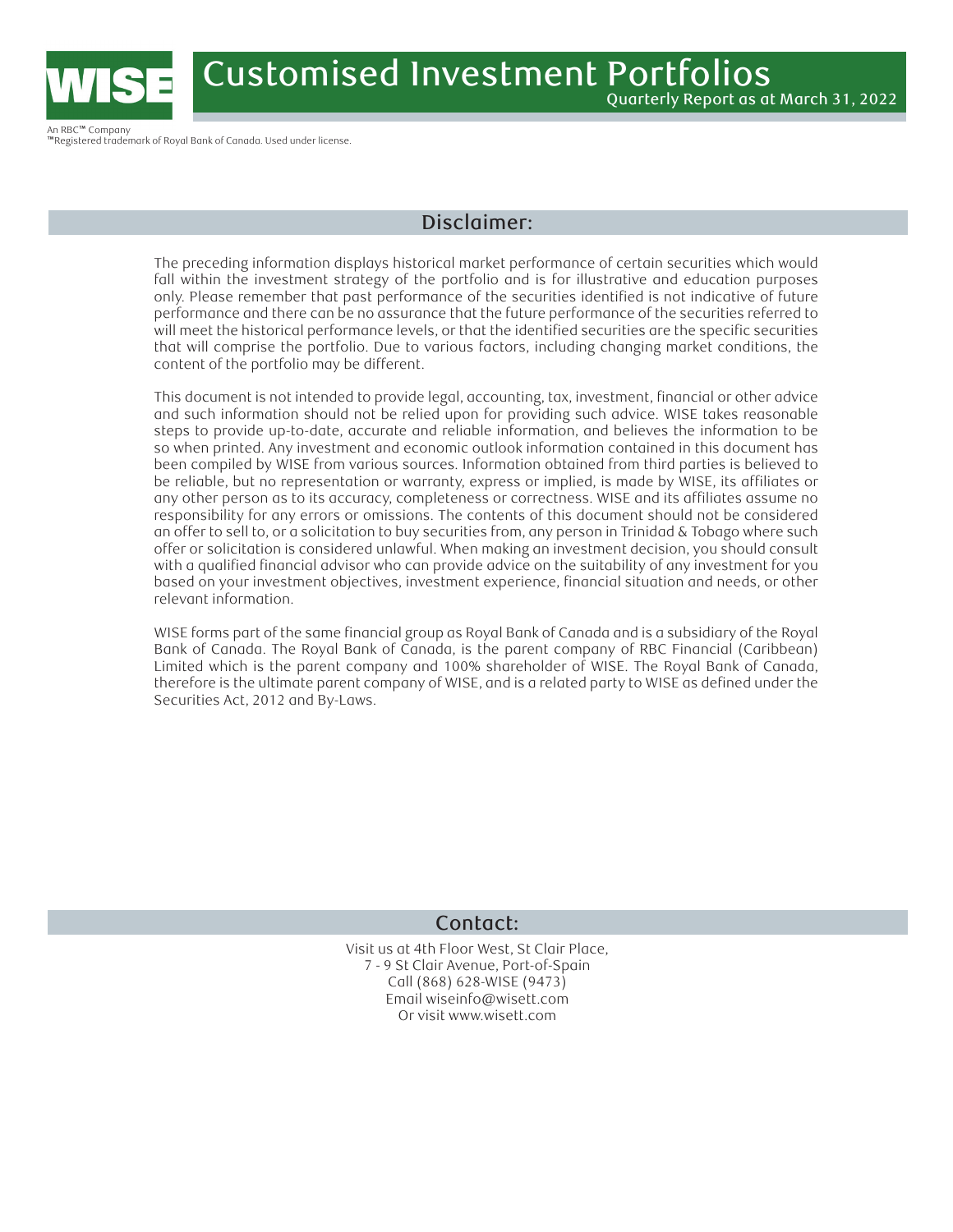# Customised Investment Portfolios

Quarterly Report as at March 31, 2022

An RBC™ Company
™Registered trademark of Royal Bank of Canada. Used under license.

## Disclaimer:

The preceding information displays historical market performance of certain securities which would fall within the investment strategy of the portfolio and is for illustrative and education purposes only. Please remember that past performance of the securities identified is not indicative of future performance and there can be no assurance that the future performance of the securities referred to will meet the historical performance levels, or that the identified securities are the specific securities that will comprise the portfolio. Due to various factors, including changing market conditions, the content of the portfolio may be different.

This document is not intended to provide legal, accounting, tax, investment, financial or other advice and such information should not be relied upon for providing such advice. WISE takes reasonable steps to provide up-to-date, accurate and reliable information, and believes the information to be so when printed. Any investment and economic outlook information contained in this document has been compiled by WISE from various sources. Information obtained from third parties is believed to be reliable, but no representation or warranty, express or implied, is made by WISE, its affiliates or any other person as to its accuracy, completeness or correctness. WISE and its affiliates assume no responsibility for any errors or omissions. The contents of this document should not be considered an offer to sell to, or a solicitation to buy securities from, any person in Trinidad & Tobago where such offer or solicitation is considered unlawful. When making an investment decision, you should consult with a qualified financial advisor who can provide advice on the suitability of any investment for you based on your investment objectives, investment experience, financial situation and needs, or other relevant information.

WISE forms part of the same financial group as Royal Bank of Canada and is a subsidiary of the Royal Bank of Canada. The Royal Bank of Canada, is the parent company of RBC Financial (Caribbean) Limited which is the parent company and 100% shareholder of WISE. The Royal Bank of Canada, therefore is the ultimate parent company of WISE, and is a related party to WISE as defined under the Securities Act, 2012 and By-Laws.

## Contact:

Visit us at 4th Floor West, St Clair Place,
7 - 9 St Clair Avenue, Port-of-Spain
Call (868) 628-WISE (9473)
Email wiseinfo@wisett.com
Or visit www.wisett.com